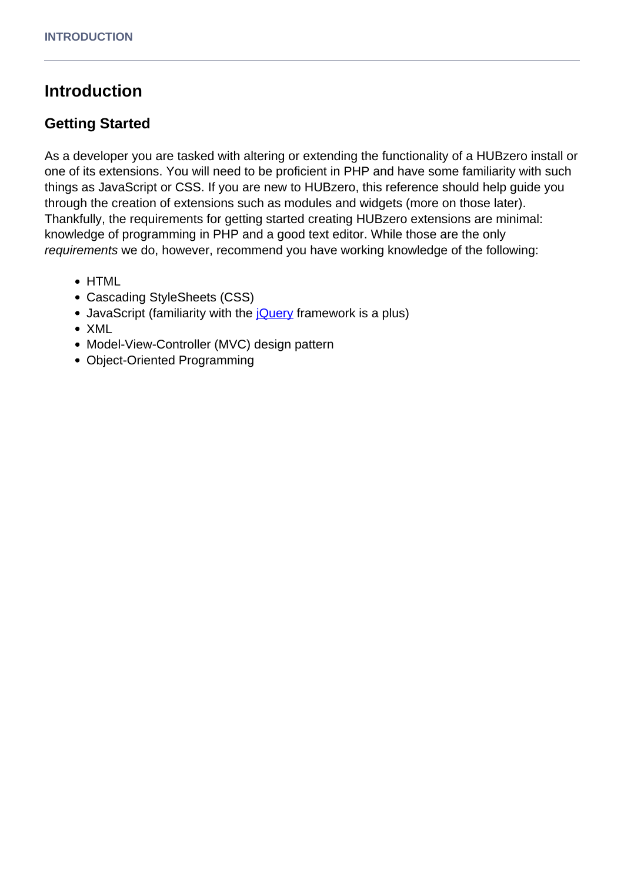# Introduction

## Getting Started

As a developer you are tasked with altering or extending the functionality of a HUBzero install or one of its extensions. You will need to be proficient in PHP and have some familiarity with such things as JavaScript or CSS. If you are new to HUBzero, this reference should help guide you through the creation of extensions such as modules and widgets (more on those later). Thankfully, the requirements for getting started creating HUBzero extensions are minimal: knowledge of programming in PHP and a good text editor. While those are the only *requirements* we do, however, recommend you have working knowledge of the following:

- HTML
- Cascading StyleSheets (CSS)
- JavaScript (familiarity with the jQuery framework is a plus)
- XML
- Model-View-Controller (MVC) design pattern
- Object-Oriented Programming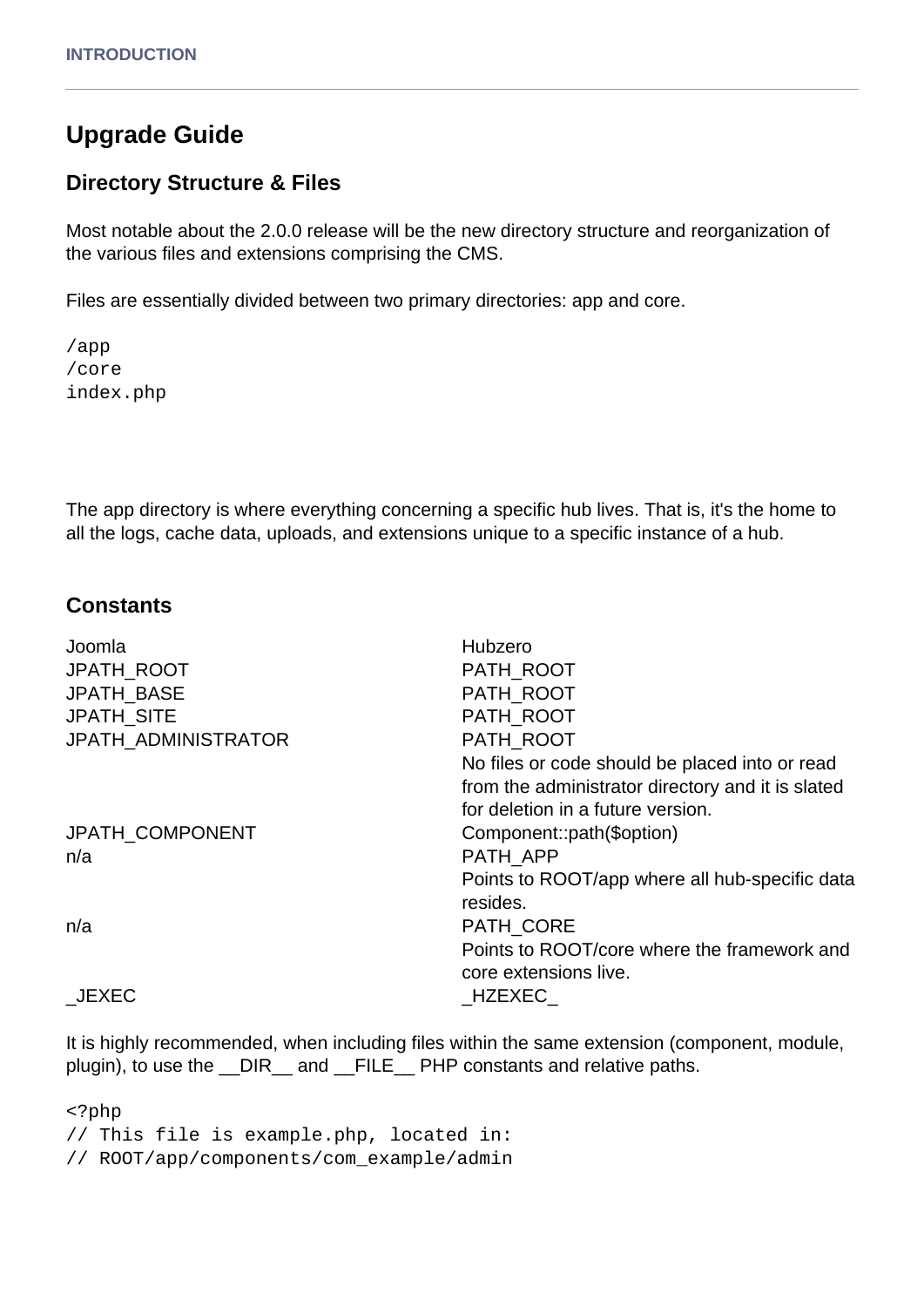## Upgrade Guide

### Directory Structure & Files

Most notable about the 2.0.0 release will be the new directory structure and reorganization of the various files and extensions comprising the CMS.

Files are essentially divided between two primary directories: app and core.

```
/app
/core
index.php
```

The app directory is where everything concerning a specific hub lives. That is, it's the home to all the logs, cache data, uploads, and extensions unique to a specific instance of a hub.

### Constants

| Joomla | Hubzero |
| --- | --- |
| JPATH_ROOT | PATH_ROOT |
| JPATH_BASE | PATH_ROOT |
| JPATH_SITE | PATH_ROOT |
| JPATH_ADMINISTRATOR | PATH_ROOT<br>No files or code should be placed into or read from the administrator directory and it is slated for deletion in a future version. |
| JPATH_COMPONENT | Component::path($option) |
| n/a | PATH_APP<br>Points to ROOT/app where all hub-specific data resides. |
| n/a | PATH_CORE<br>Points to ROOT/core where the framework and core extensions live. |
| _JEXEC | _HZEXEC_ |

It is highly recommended, when including files within the same extension (component, module, plugin), to use the __DIR__ and __FILE__ PHP constants and relative paths.

```
<?php
// This file is example.php, located in:
// ROOT/app/components/com_example/admin
```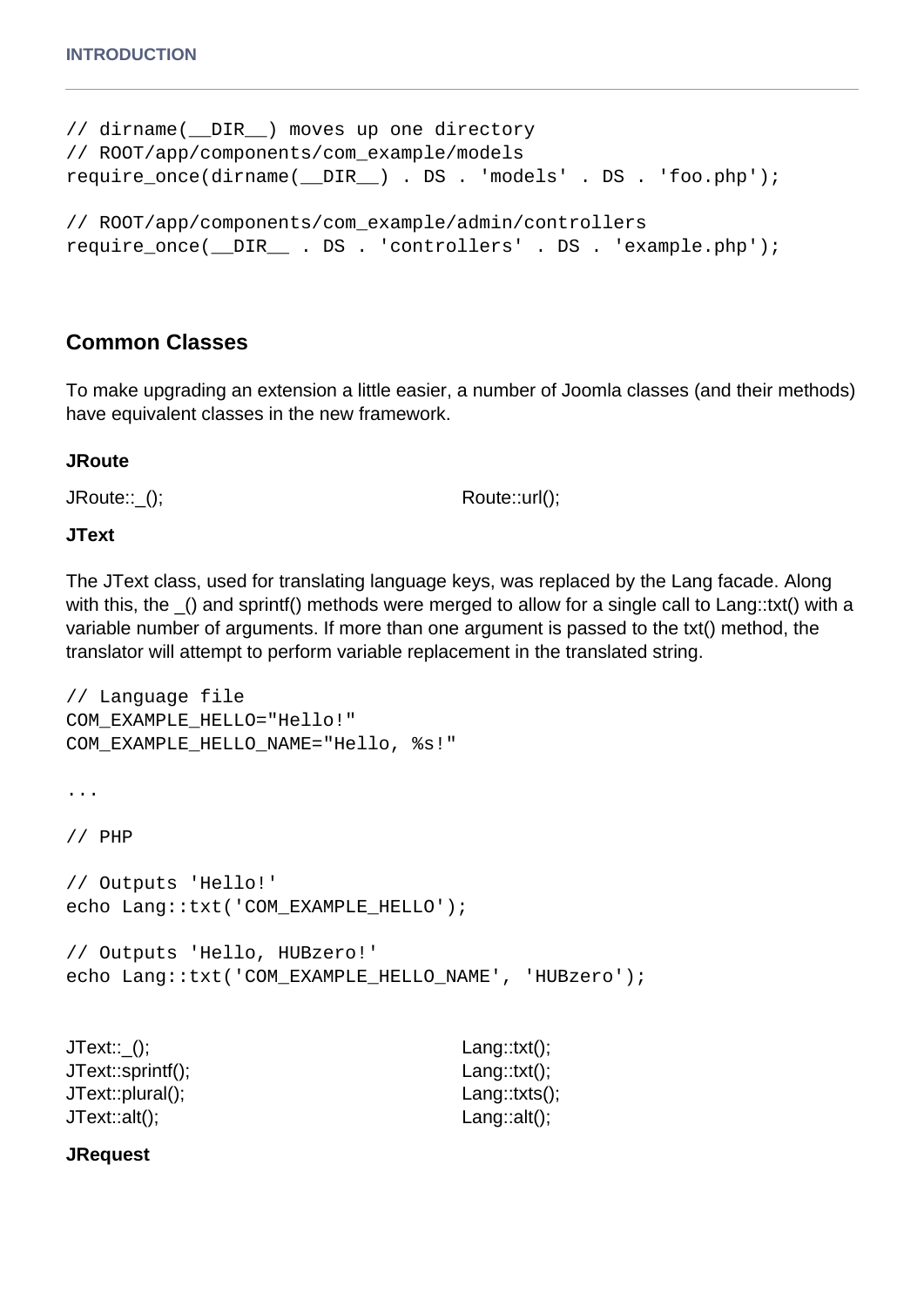```
// dirname(__DIR__) moves up one directory
// ROOT/app/components/com_example/models
require_once(dirname(__DIR__) . DS . 'models' . DS . 'foo.php');

// ROOT/app/components/com_example/admin/controllers
require_once(__DIR__ . DS . 'controllers' . DS . 'example.php');
```

## Common Classes

To make upgrading an extension a little easier, a number of Joomla classes (and their methods) have equivalent classes in the new framework.

### JRoute

| | |
|---|---|
| JRoute::_(); | Route::url(); |

### JText

The JText class, used for translating language keys, was replaced by the Lang facade. Along with this, the _() and sprintf() methods were merged to allow for a single call to Lang::txt() with a variable number of arguments. If more than one argument is passed to the txt() method, the translator will attempt to perform variable replacement in the translated string.

```
// Language file
COM_EXAMPLE_HELLO="Hello!"
COM_EXAMPLE_HELLO_NAME="Hello, %s!"

...

// PHP

// Outputs 'Hello!'
echo Lang::txt('COM_EXAMPLE_HELLO');

// Outputs 'Hello, HUBzero!'
echo Lang::txt('COM_EXAMPLE_HELLO_NAME', 'HUBzero');
```

| | |
|---|---|
| JText::_(); | Lang::txt(); |
| JText::sprintf(); | Lang::txt(); |
| JText::plural(); | Lang::txts(); |
| JText::alt(); | Lang::alt(); |

### JRequest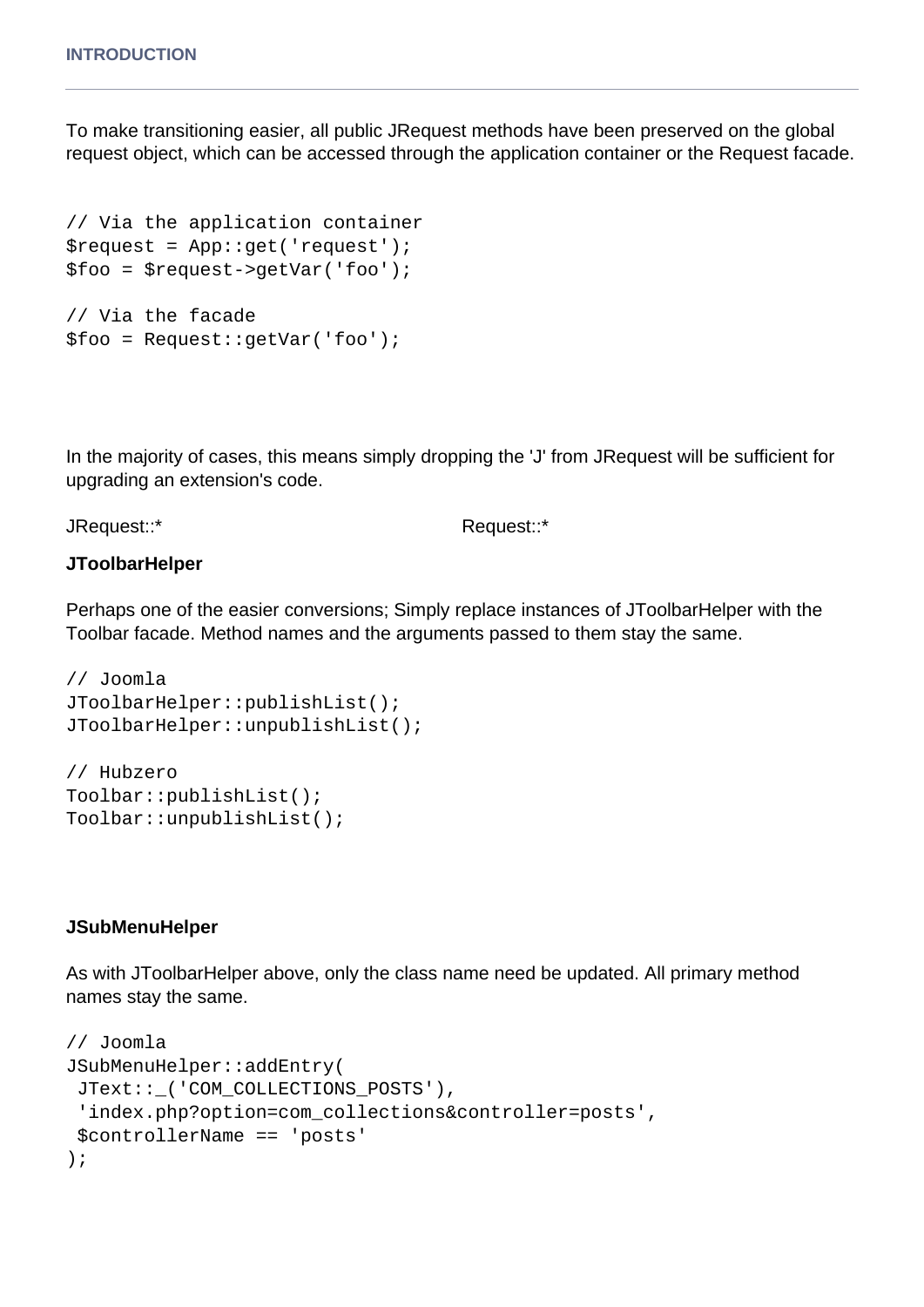To make transitioning easier, all public JRequest methods have been preserved on the global request object, which can be accessed through the application container or the Request facade.

```
// Via the application container
$request = App::get('request');
$foo = $request->getVar('foo');

// Via the facade
$foo = Request::getVar('foo');
```

In the majority of cases, this means simply dropping the 'J' from JRequest will be sufficient for upgrading an extension's code.

| JRequest::* | Request::* |
|---|---|

**JToolbarHelper**

Perhaps one of the easier conversions; Simply replace instances of JToolbarHelper with the Toolbar facade. Method names and the arguments passed to them stay the same.

```
// Joomla
JToolbarHelper::publishList();
JToolbarHelper::unpublishList();

// Hubzero
Toolbar::publishList();
Toolbar::unpublishList();
```

**JSubMenuHelper**

As with JToolbarHelper above, only the class name need be updated. All primary method names stay the same.

```
// Joomla
JSubMenuHelper::addEntry(
 JText::_('COM_COLLECTIONS_POSTS'),
 'index.php?option=com_collections&controller=posts',
 $controllerName == 'posts'
);
```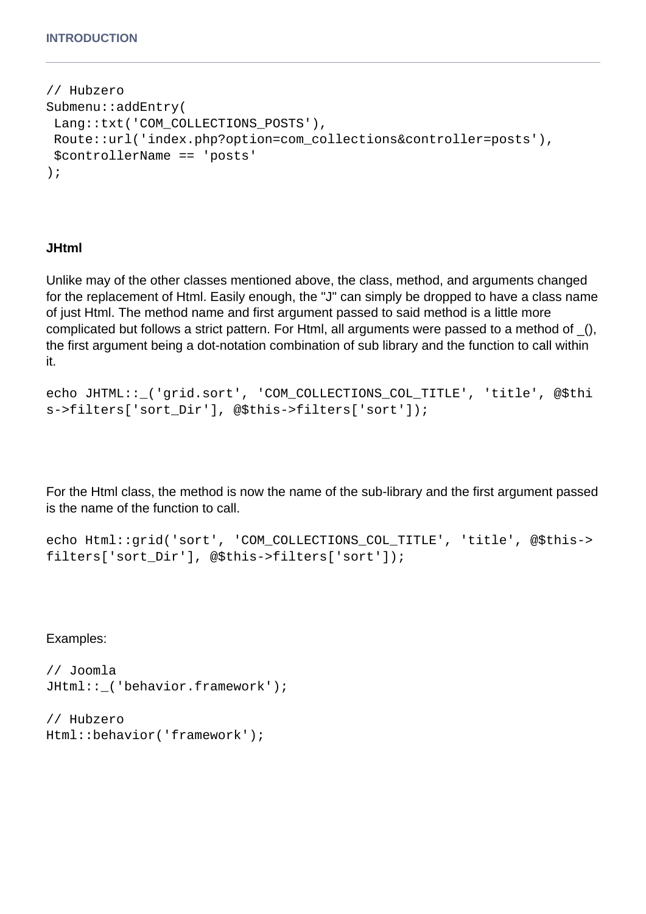```
// Hubzero
Submenu::addEntry(
 Lang::txt('COM_COLLECTIONS_POSTS'),
 Route::url('index.php?option=com_collections&controller=posts'),
 $controllerName == 'posts'
);
```

### JHtml

Unlike may of the other classes mentioned above, the class, method, and arguments changed for the replacement of Html. Easily enough, the "J" can simply be dropped to have a class name of just Html. The method name and first argument passed to said method is a little more complicated but follows a strict pattern. For Html, all arguments were passed to a method of _(), the first argument being a dot-notation combination of sub library and the function to call within it.

```
echo JHTML::_('grid.sort', 'COM_COLLECTIONS_COL_TITLE', 'title', @$this->filters['sort_Dir'], @$this->filters['sort']);
```

For the Html class, the method is now the name of the sub-library and the first argument passed is the name of the function to call.

```
echo Html::grid('sort', 'COM_COLLECTIONS_COL_TITLE', 'title', @$this->filters['sort_Dir'], @$this->filters['sort']);
```

Examples:

```
// Joomla
JHtml::_('behavior.framework');

// Hubzero
Html::behavior('framework');
```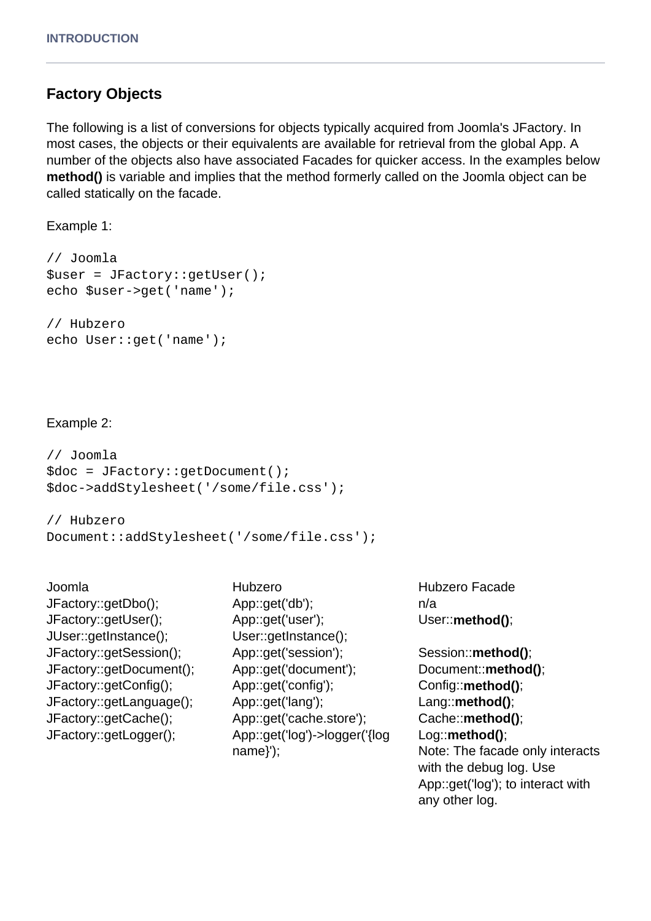## Factory Objects

The following is a list of conversions for objects typically acquired from Joomla's JFactory. In most cases, the objects or their equivalents are available for retrieval from the global App. A number of the objects also have associated Facades for quicker access. In the examples below **method()** is variable and implies that the method formerly called on the Joomla object can be called statically on the facade.

Example 1:

```
// Joomla
$user = JFactory::getUser();
echo $user->get('name');

// Hubzero
echo User::get('name');
```

Example 2:

```
// Joomla
$doc = JFactory::getDocument();
$doc->addStylesheet('/some/file.css');

// Hubzero
Document::addStylesheet('/some/file.css');
```

| Joomla | Hubzero | Hubzero Facade |
| --- | --- | --- |
| JFactory::getDbo(); | App::get('db'); | n/a |
| JFactory::getUser(); | App::get('user'); | User::**method()**; |
| JUser::getInstance(); | User::getInstance(); | |
| JFactory::getSession(); | App::get('session'); | Session::**method()**; |
| JFactory::getDocument(); | App::get('document'); | Document::**method()**; |
| JFactory::getConfig(); | App::get('config'); | Config::**method()**; |
| JFactory::getLanguage(); | App::get('lang'); | Lang::**method()**; |
| JFactory::getCache(); | App::get('cache.store'); | Cache::**method()**; |
| JFactory::getLogger(); | App::get('log')->logger('{log name}'); | Log::**method()**; Note: The facade only interacts with the debug log. Use App::get('log'); to interact with any other log. |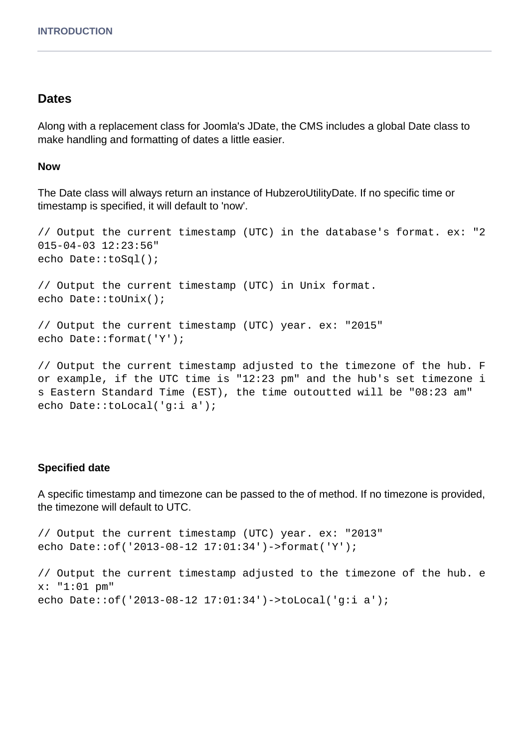## Dates

Along with a replacement class for Joomla's JDate, the CMS includes a global Date class to make handling and formatting of dates a little easier.

### Now

The Date class will always return an instance of HubzeroUtilityDate. If no specific time or timestamp is specified, it will default to 'now'.

```
// Output the current timestamp (UTC) in the database's format. ex: "2015-04-03 12:23:56"
echo Date::toSql();

// Output the current timestamp (UTC) in Unix format.
echo Date::toUnix();

// Output the current timestamp (UTC) year. ex: "2015"
echo Date::format('Y');

// Output the current timestamp adjusted to the timezone of the hub. For example, if the UTC time is "12:23 pm" and the hub's set timezone is Eastern Standard Time (EST), the time outoutted will be "08:23 am"
echo Date::toLocal('g:i a');
```

### Specified date

A specific timestamp and timezone can be passed to the of method. If no timezone is provided, the timezone will default to UTC.

```
// Output the current timestamp (UTC) year. ex: "2013"
echo Date::of('2013-08-12 17:01:34')->format('Y');

// Output the current timestamp adjusted to the timezone of the hub. ex: "1:01 pm"
echo Date::of('2013-08-12 17:01:34')->toLocal('g:i a');
```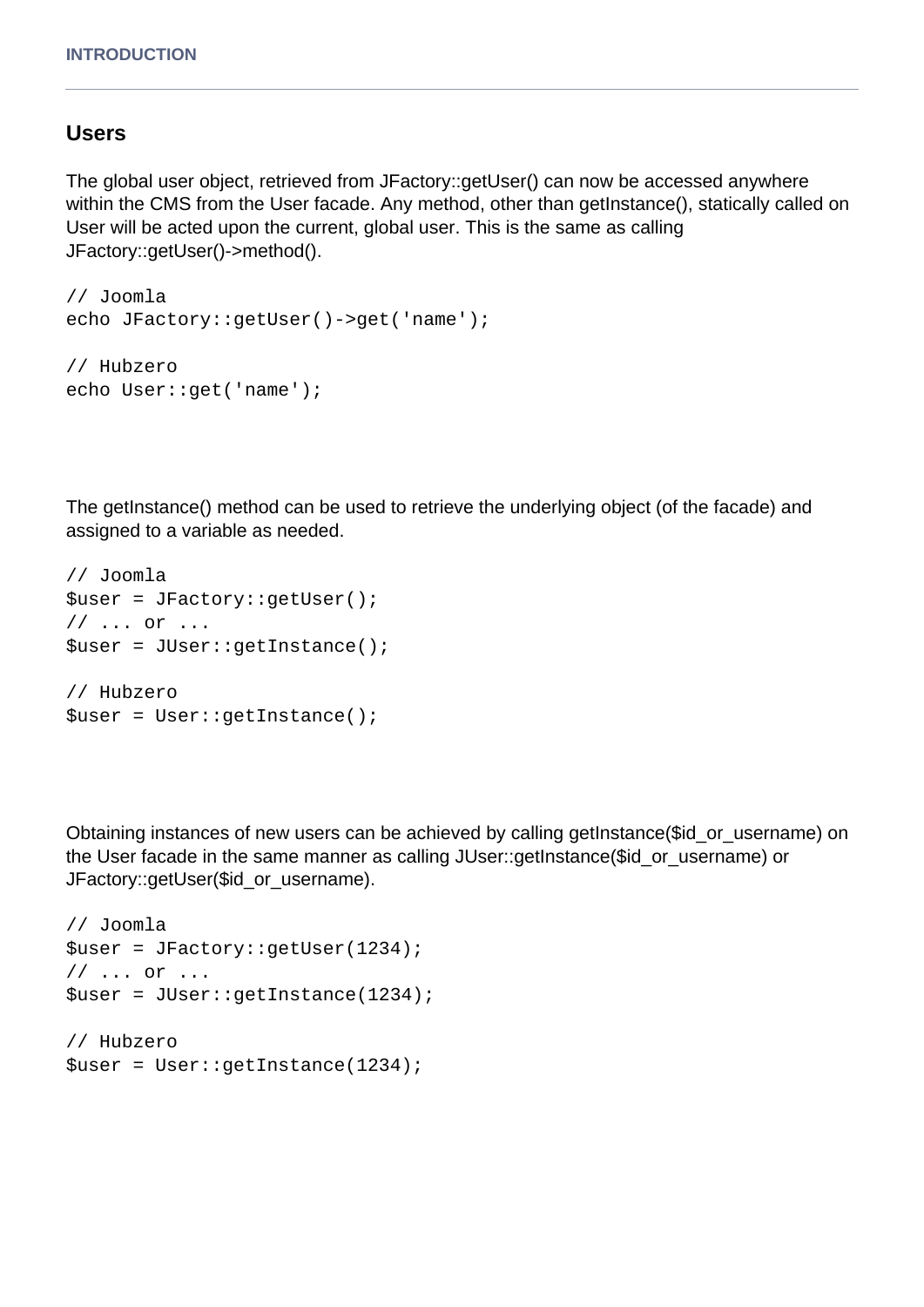## Users

The global user object, retrieved from JFactory::getUser() can now be accessed anywhere within the CMS from the User facade. Any method, other than getInstance(), statically called on User will be acted upon the current, global user. This is the same as calling JFactory::getUser()->method().

```
// Joomla
echo JFactory::getUser()->get('name');

// Hubzero
echo User::get('name');
```

The getInstance() method can be used to retrieve the underlying object (of the facade) and assigned to a variable as needed.

```
// Joomla
$user = JFactory::getUser();
// ... or ...
$user = JUser::getInstance();

// Hubzero
$user = User::getInstance();
```

Obtaining instances of new users can be achieved by calling getInstance($id_or_username) on the User facade in the same manner as calling JUser::getInstance($id_or_username) or JFactory::getUser($id_or_username).

```
// Joomla
$user = JFactory::getUser(1234);
// ... or ...
$user = JUser::getInstance(1234);

// Hubzero
$user = User::getInstance(1234);
```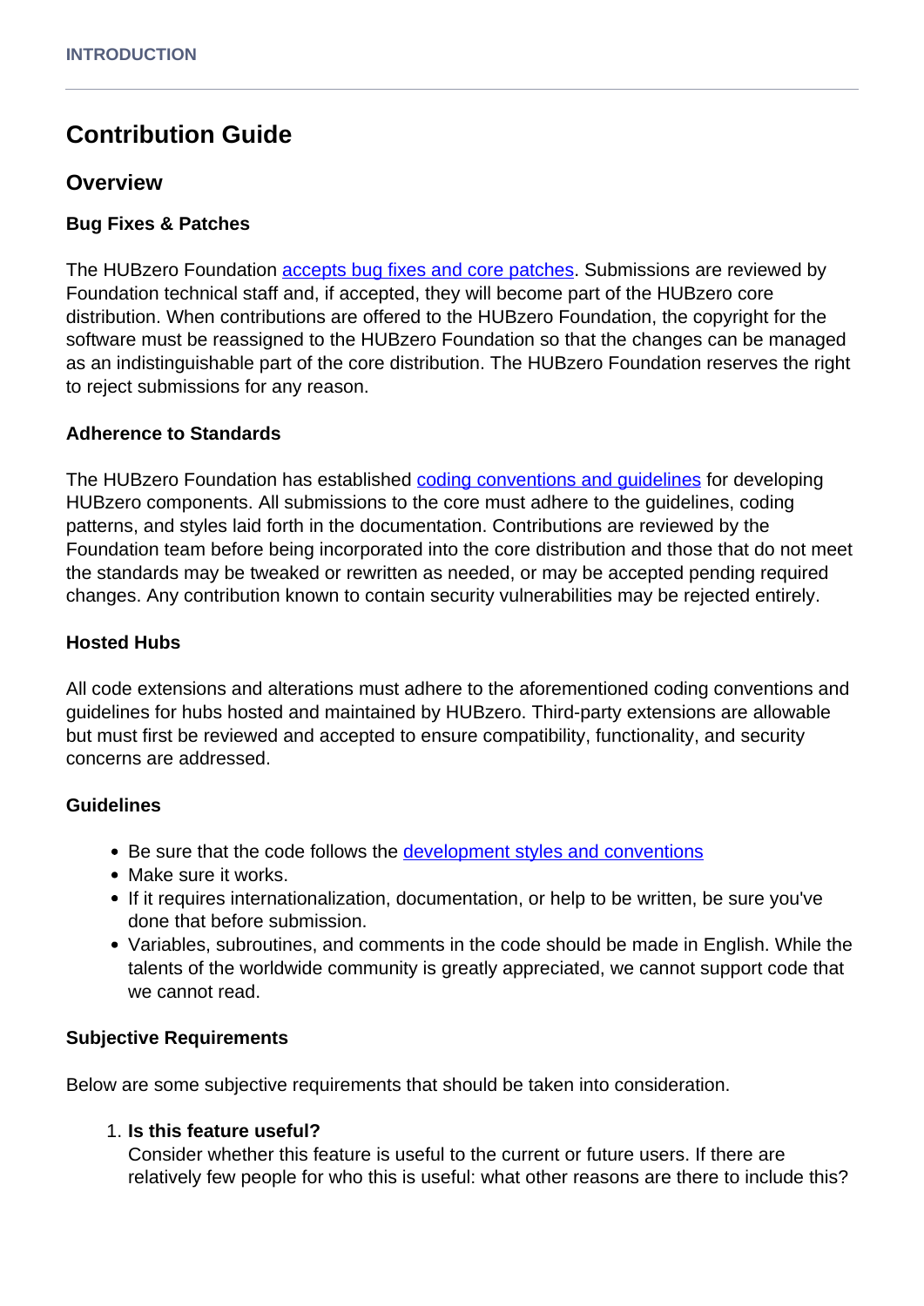# Contribution Guide

## Overview

### Bug Fixes & Patches

The HUBzero Foundation accepts bug fixes and core patches. Submissions are reviewed by Foundation technical staff and, if accepted, they will become part of the HUBzero core distribution. When contributions are offered to the HUBzero Foundation, the copyright for the software must be reassigned to the HUBzero Foundation so that the changes can be managed as an indistinguishable part of the core distribution. The HUBzero Foundation reserves the right to reject submissions for any reason.

### Adherence to Standards

The HUBzero Foundation has established coding conventions and guidelines for developing HUBzero components. All submissions to the core must adhere to the guidelines, coding patterns, and styles laid forth in the documentation. Contributions are reviewed by the Foundation team before being incorporated into the core distribution and those that do not meet the standards may be tweaked or rewritten as needed, or may be accepted pending required changes. Any contribution known to contain security vulnerabilities may be rejected entirely.

### Hosted Hubs

All code extensions and alterations must adhere to the aforementioned coding conventions and guidelines for hubs hosted and maintained by HUBzero. Third-party extensions are allowable but must first be reviewed and accepted to ensure compatibility, functionality, and security concerns are addressed.

### Guidelines

- Be sure that the code follows the development styles and conventions
- Make sure it works.
- If it requires internationalization, documentation, or help to be written, be sure you've done that before submission.
- Variables, subroutines, and comments in the code should be made in English. While the talents of the worldwide community is greatly appreciated, we cannot support code that we cannot read.

### Subjective Requirements

Below are some subjective requirements that should be taken into consideration.

1. **Is this feature useful?**
   Consider whether this feature is useful to the current or future users. If there are relatively few people for who this is useful: what other reasons are there to include this?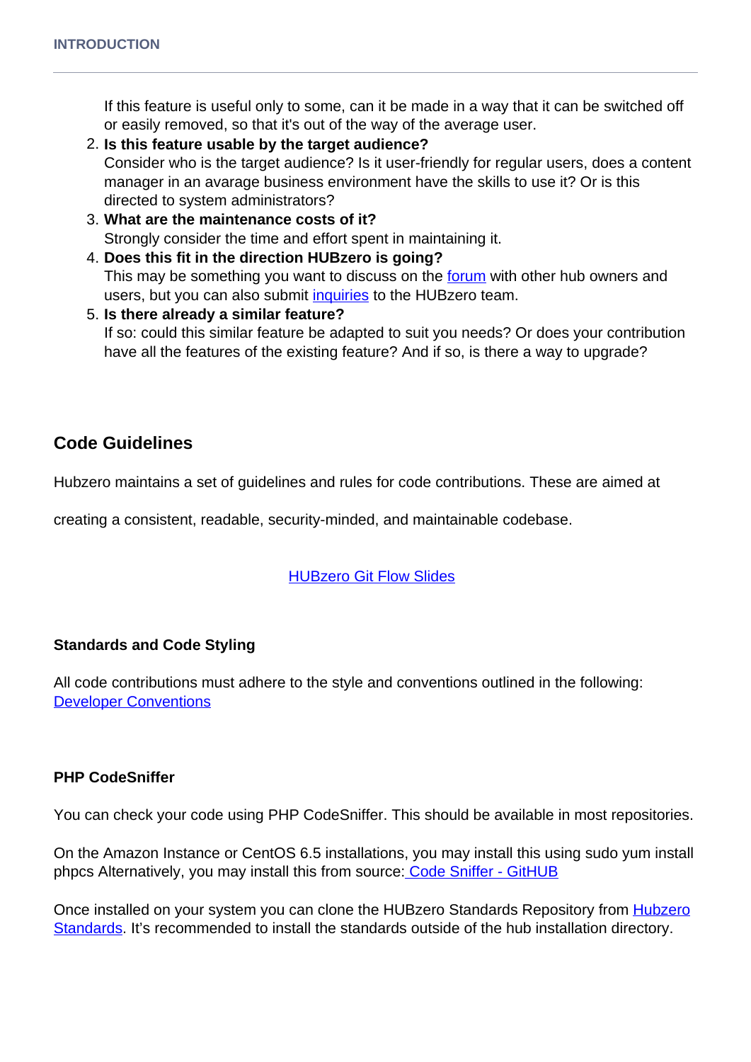If this feature is useful only to some, can it be made in a way that it can be switched off or easily removed, so that it's out of the way of the average user.

2. **Is this feature usable by the target audience?**
   Consider who is the target audience? Is it user-friendly for regular users, does a content manager in an avarage business environment have the skills to use it? Or is this directed to system administrators?
3. **What are the maintenance costs of it?**
   Strongly consider the time and effort spent in maintaining it.
4. **Does this fit in the direction HUBzero is going?**
   This may be something you want to discuss on the forum with other hub owners and users, but you can also submit inquiries to the HUBzero team.
5. **Is there already a similar feature?**
   If so: could this similar feature be adapted to suit you needs? Or does your contribution have all the features of the existing feature? And if so, is there a way to upgrade?

## Code Guidelines

Hubzero maintains a set of guidelines and rules for code contributions. These are aimed at

creating a consistent, readable, security-minded, and maintainable codebase.

HUBzero Git Flow Slides

### Standards and Code Styling

All code contributions must adhere to the style and conventions outlined in the following: Developer Conventions

### PHP CodeSniffer

You can check your code using PHP CodeSniffer. This should be available in most repositories.

On the Amazon Instance or CentOS 6.5 installations, you may install this using sudo yum install phpcs Alternatively, you may install this from source: Code Sniffer - GitHUB

Once installed on your system you can clone the HUBzero Standards Repository from Hubzero Standards. It's recommended to install the standards outside of the hub installation directory.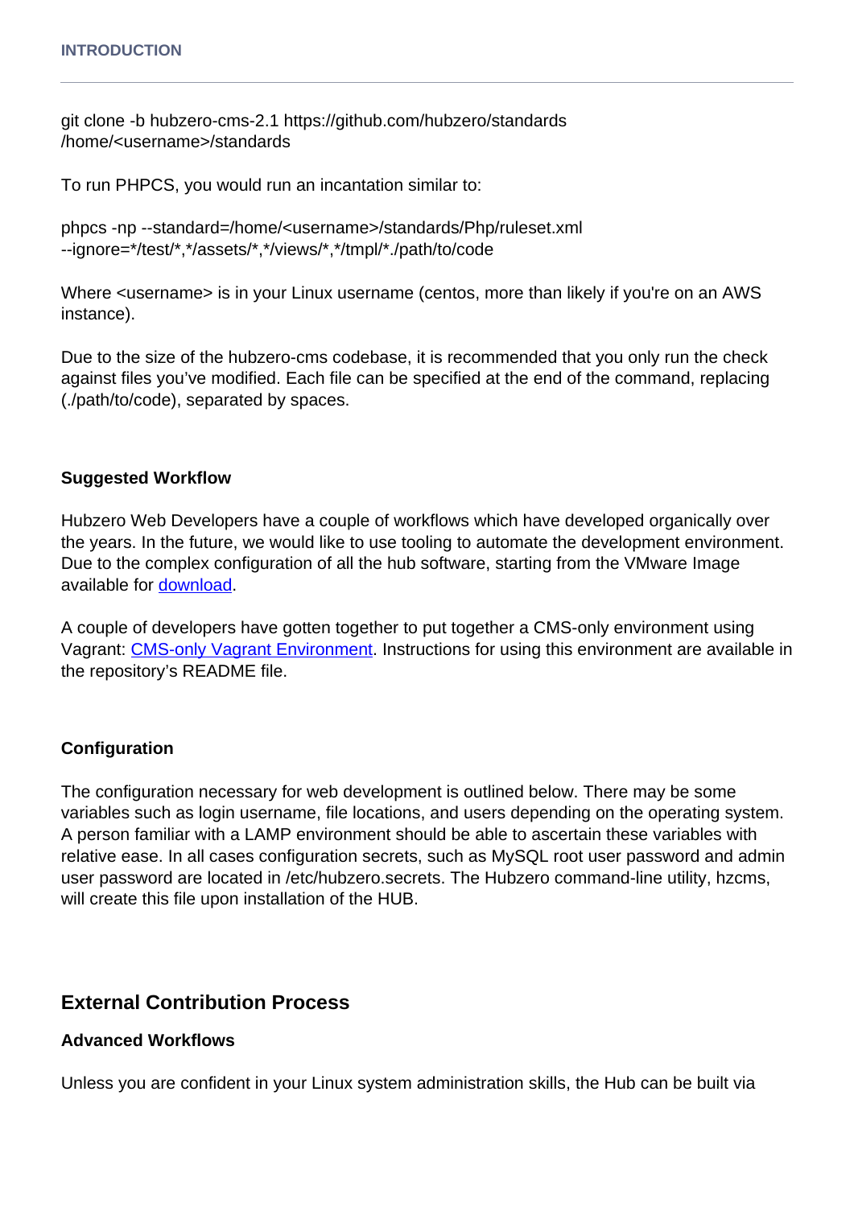```
git clone -b hubzero-cms-2.1 https://github.com/hubzero/standards
/home/<username>/standards
```

To run PHPCS, you would run an incantation similar to:

```
phpcs -np --standard=/home/<username>/standards/Php/ruleset.xml
--ignore=*/test/*,*/assets/*,*/views/*,*/tmpl/*./path/to/code
```

Where <username> is in your Linux username (centos, more than likely if you're on an AWS instance).

Due to the size of the hubzero-cms codebase, it is recommended that you only run the check against files you've modified. Each file can be specified at the end of the command, replacing (./path/to/code), separated by spaces.

#### Suggested Workflow

Hubzero Web Developers have a couple of workflows which have developed organically over the years. In the future, we would like to use tooling to automate the development environment. Due to the complex configuration of all the hub software, starting from the VMware Image available for download.

A couple of developers have gotten together to put together a CMS-only environment using Vagrant: CMS-only Vagrant Environment. Instructions for using this environment are available in the repository's README file.

#### Configuration

The configuration necessary for web development is outlined below. There may be some variables such as login username, file locations, and users depending on the operating system. A person familiar with a LAMP environment should be able to ascertain these variables with relative ease. In all cases configuration secrets, such as MySQL root user password and admin user password are located in /etc/hubzero.secrets. The Hubzero command-line utility, hzcms, will create this file upon installation of the HUB.

## External Contribution Process

#### Advanced Workflows

Unless you are confident in your Linux system administration skills, the Hub can be built via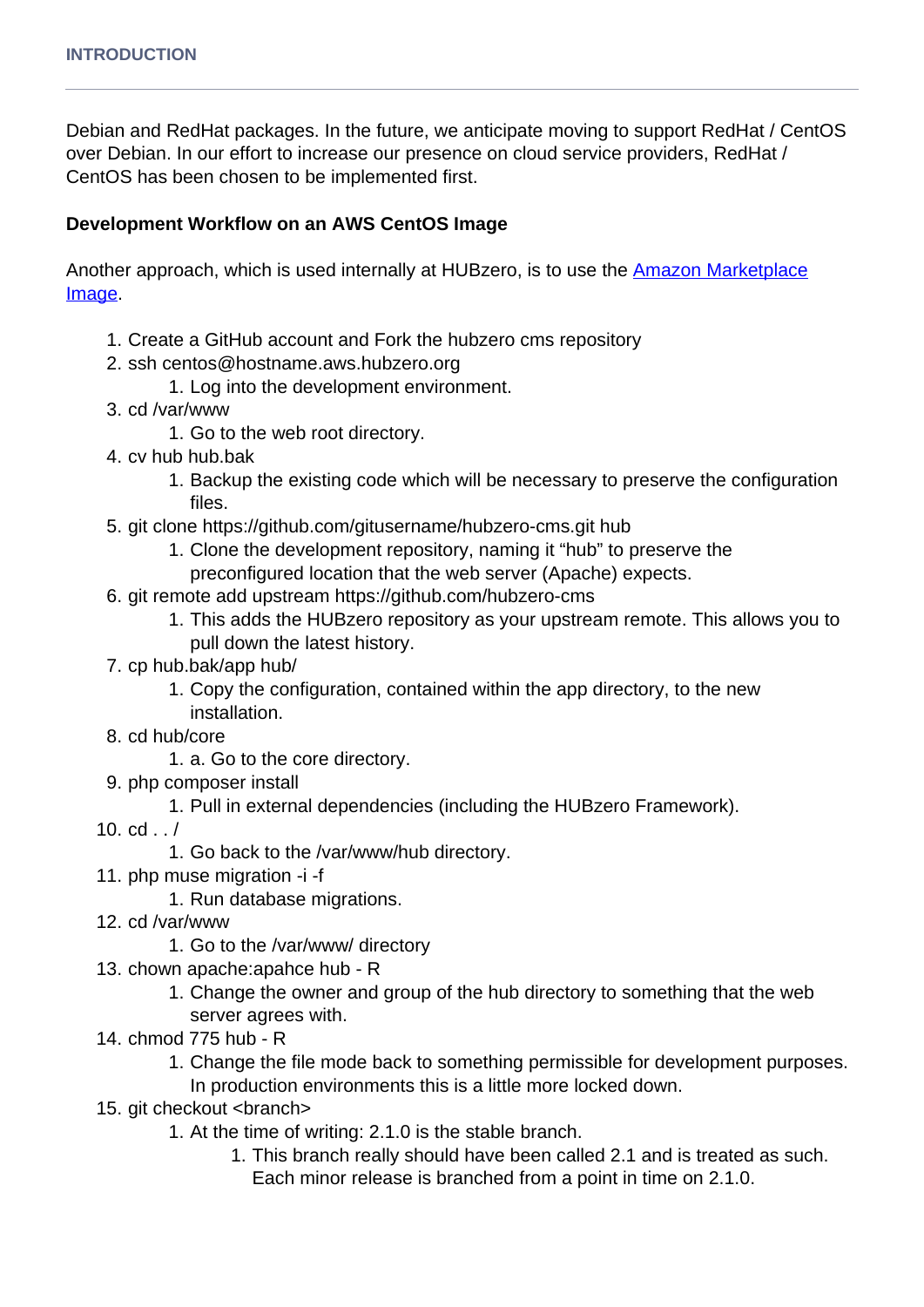Debian and RedHat packages. In the future, we anticipate moving to support RedHat / CentOS over Debian. In our effort to increase our presence on cloud service providers, RedHat / CentOS has been chosen to be implemented first.

**Development Workflow on an AWS CentOS Image**

Another approach, which is used internally at HUBzero, is to use the [Amazon Marketplace Image](#).

1. Create a GitHub account and Fork the hubzero cms repository
2. ssh centos@hostname.aws.hubzero.org
    1. Log into the development environment.
3. cd /var/www
    1. Go to the web root directory.
4. cv hub hub.bak
    1. Backup the existing code which will be necessary to preserve the configuration files.
5. git clone https://github.com/gitusername/hubzero-cms.git hub
    1. Clone the development repository, naming it “hub” to preserve the preconfigured location that the web server (Apache) expects.
6. git remote add upstream https://github.com/hubzero-cms
    1. This adds the HUBzero repository as your upstream remote. This allows you to pull down the latest history.
7. cp hub.bak/app hub/
    1. Copy the configuration, contained within the app directory, to the new installation.
8. cd hub/core
    1. a. Go to the core directory.
9. php composer install
    1. Pull in external dependencies (including the HUBzero Framework).
10. cd . . /
    1. Go back to the /var/www/hub directory.
11. php muse migration -i -f
    1. Run database migrations.
12. cd /var/www
    1. Go to the /var/www/ directory
13. chown apache:apahce hub - R
    1. Change the owner and group of the hub directory to something that the web server agrees with.
14. chmod 775 hub - R
    1. Change the file mode back to something permissible for development purposes. In production environments this is a little more locked down.
15. git checkout <branch>
    1. At the time of writing: 2.1.0 is the stable branch.
        1. This branch really should have been called 2.1 and is treated as such. Each minor release is branched from a point in time on 2.1.0.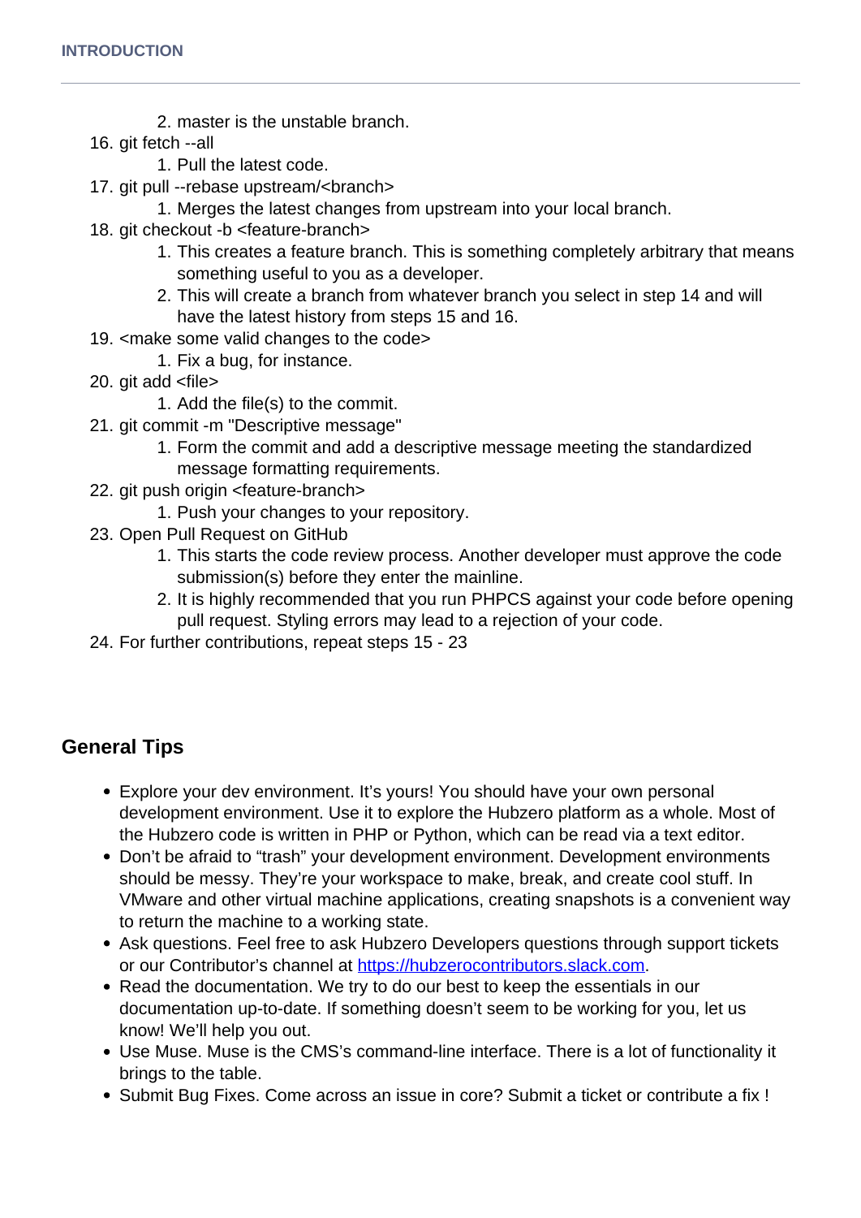2. master is the unstable branch.

16. git fetch --all
    1. Pull the latest code.
17. git pull --rebase upstream/<branch>
    1. Merges the latest changes from upstream into your local branch.
18. git checkout -b <feature-branch>
    1. This creates a feature branch. This is something completely arbitrary that means something useful to you as a developer.
    2. This will create a branch from whatever branch you select in step 14 and will have the latest history from steps 15 and 16.
19. <make some valid changes to the code>
    1. Fix a bug, for instance.
20. git add <file>
    1. Add the file(s) to the commit.
21. git commit -m "Descriptive message"
    1. Form the commit and add a descriptive message meeting the standardized message formatting requirements.
22. git push origin <feature-branch>
    1. Push your changes to your repository.
23. Open Pull Request on GitHub
    1. This starts the code review process. Another developer must approve the code submission(s) before they enter the mainline.
    2. It is highly recommended that you run PHPCS against your code before opening pull request. Styling errors may lead to a rejection of your code.
24. For further contributions, repeat steps 15 - 23

## General Tips

- Explore your dev environment. It's yours! You should have your own personal development environment. Use it to explore the Hubzero platform as a whole. Most of the Hubzero code is written in PHP or Python, which can be read via a text editor.
- Don't be afraid to "trash" your development environment. Development environments should be messy. They're your workspace to make, break, and create cool stuff. In VMware and other virtual machine applications, creating snapshots is a convenient way to return the machine to a working state.
- Ask questions. Feel free to ask Hubzero Developers questions through support tickets or our Contributor's channel at [https://hubzerocontributors.slack.com](https://hubzerocontributors.slack.com).
- Read the documentation. We try to do our best to keep the essentials in our documentation up-to-date. If something doesn't seem to be working for you, let us know! We'll help you out.
- Use Muse. Muse is the CMS's command-line interface. There is a lot of functionality it brings to the table.
- Submit Bug Fixes. Come across an issue in core? Submit a ticket or contribute a fix !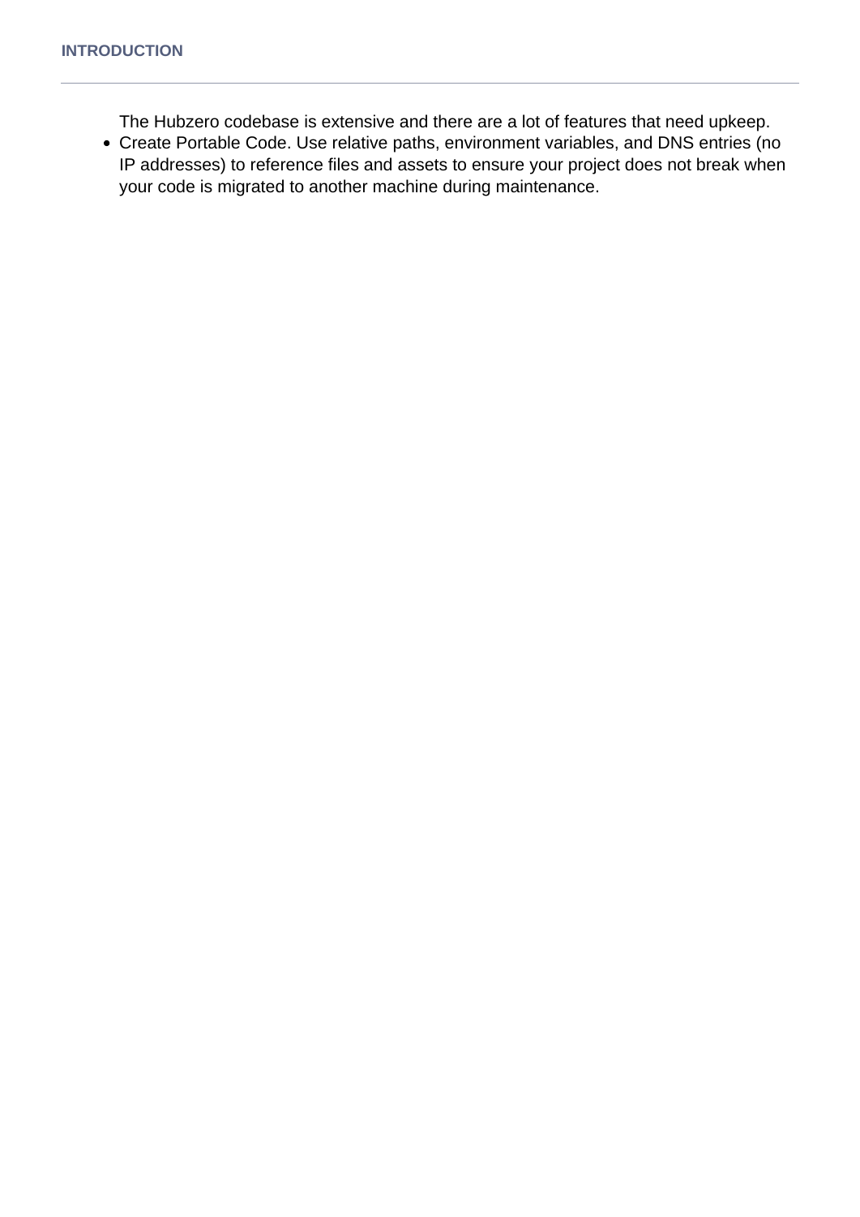The Hubzero codebase is extensive and there are a lot of features that need upkeep.

- Create Portable Code. Use relative paths, environment variables, and DNS entries (no IP addresses) to reference files and assets to ensure your project does not break when your code is migrated to another machine during maintenance.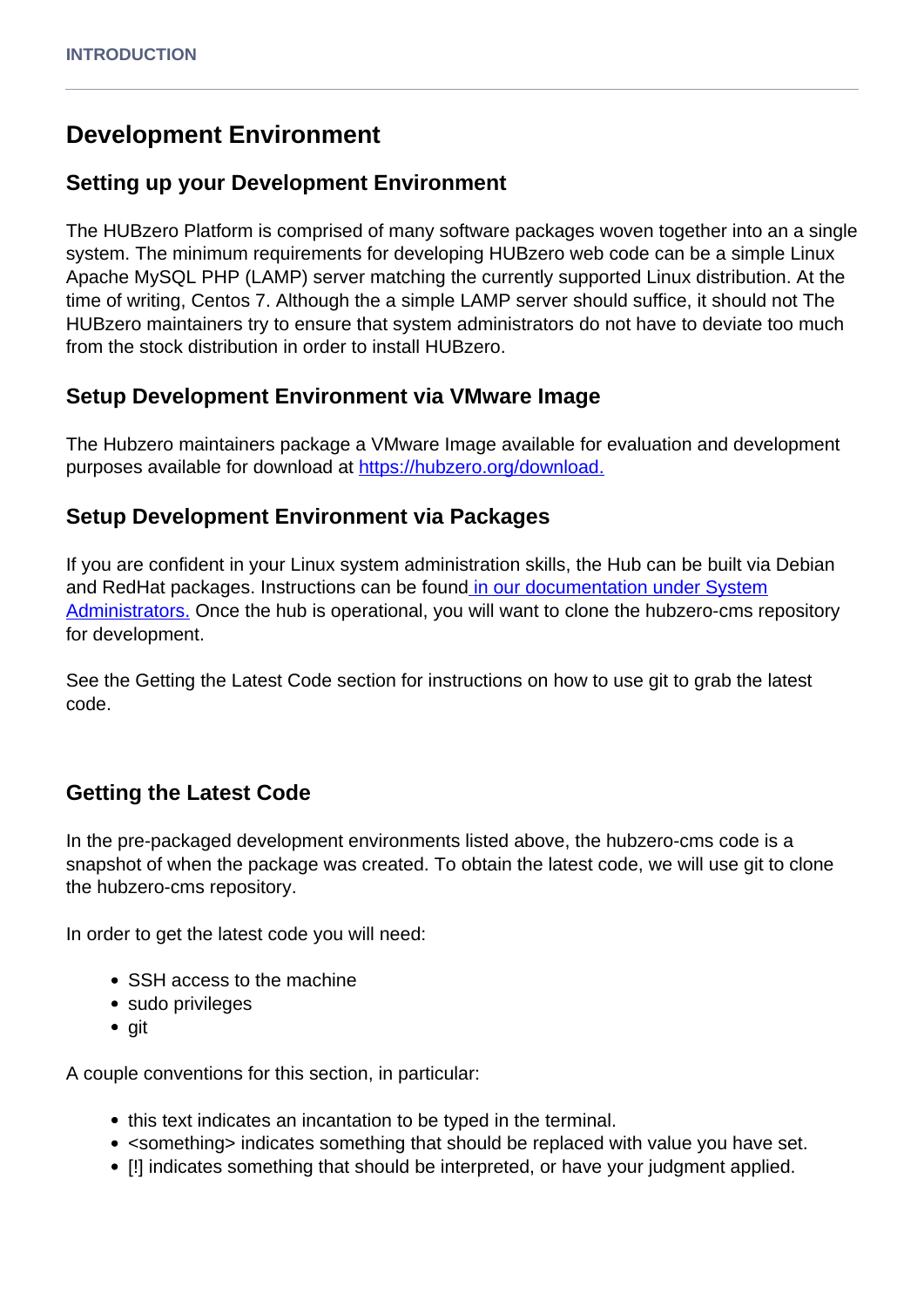# Development Environment

## Setting up your Development Environment

The HUBzero Platform is comprised of many software packages woven together into an a single system. The minimum requirements for developing HUBzero web code can be a simple Linux Apache MySQL PHP (LAMP) server matching the currently supported Linux distribution. At the time of writing, Centos 7. Although the a simple LAMP server should suffice, it should not The HUBzero maintainers try to ensure that system administrators do not have to deviate too much from the stock distribution in order to install HUBzero.

## Setup Development Environment via VMware Image

The Hubzero maintainers package a VMware Image available for evaluation and development purposes available for download at [https://hubzero.org/download.](https://hubzero.org/download)

## Setup Development Environment via Packages

If you are confident in your Linux system administration skills, the Hub can be built via Debian and RedHat packages. Instructions can be found in our documentation under System Administrators. Once the hub is operational, you will want to clone the hubzero-cms repository for development.

See the Getting the Latest Code section for instructions on how to use git to grab the latest code.

## Getting the Latest Code

In the pre-packaged development environments listed above, the hubzero-cms code is a snapshot of when the package was created. To obtain the latest code, we will use git to clone the hubzero-cms repository.

In order to get the latest code you will need:

- SSH access to the machine
- sudo privileges
- git

A couple conventions for this section, in particular:

- this text indicates an incantation to be typed in the terminal.
- <something> indicates something that should be replaced with value you have set.
- [!] indicates something that should be interpreted, or have your judgment applied.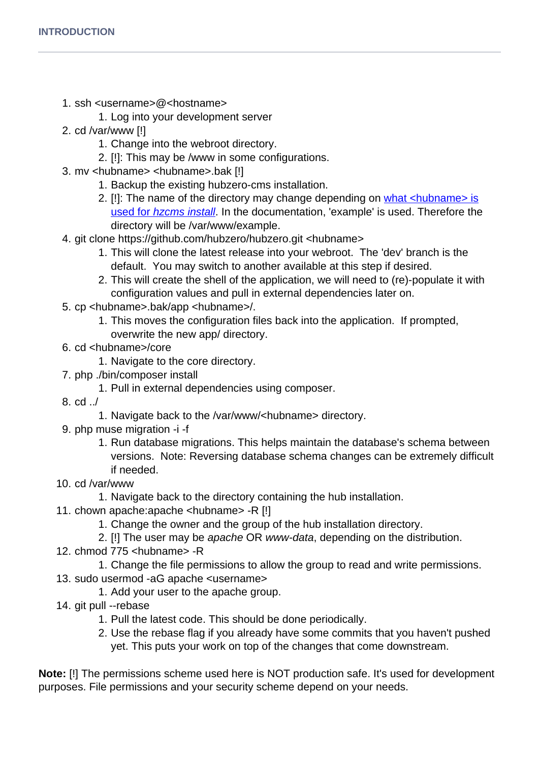1. ssh <username>@<hostname>
    1. Log into your development server
2. cd /var/www [!]
    1. Change into the webroot directory.
    2. [!]: This may be /www in some configurations.
3. mv <hubname> <hubname>.bak [!]
    1. Backup the existing hubzero-cms installation.
    2. [!]: The name of the directory may change depending on [what <hubname> is used for *hzcms install*](). In the documentation, 'example' is used. Therefore the directory will be /var/www/example.
4. git clone https://github.com/hubzero/hubzero.git <hubname>
    1. This will clone the latest release into your webroot.  The 'dev' branch is the default.  You may switch to another available at this step if desired.
    2. This will create the shell of the application, we will need to (re)-populate it with configuration values and pull in external dependencies later on.
5. cp <hubname>.bak/app <hubname>/.
    1. This moves the configuration files back into the application.  If prompted, overwrite the new app/ directory.
6. cd <hubname>/core
    1. Navigate to the core directory.
7. php ./bin/composer install
    1. Pull in external dependencies using composer.
8. cd ../
    1. Navigate back to the /var/www/<hubname> directory.
9. php muse migration -i -f
    1. Run database migrations. This helps maintain the database's schema between versions.  Note: Reversing database schema changes can be extremely difficult if needed.
10. cd /var/www
    1. Navigate back to the directory containing the hub installation.
11. chown apache:apache <hubname> -R [!]
    1. Change the owner and the group of the hub installation directory.
    2. [!] The user may be *apache* OR *www-data*, depending on the distribution.
12. chmod 775 <hubname> -R
    1. Change the file permissions to allow the group to read and write permissions.
13. sudo usermod -aG apache <username>
    1. Add your user to the apache group.
14. git pull --rebase
    1. Pull the latest code. This should be done periodically.
    2. Use the rebase flag if you already have some commits that you haven't pushed yet. This puts your work on top of the changes that come downstream.

**Note:** [!] The permissions scheme used here is NOT production safe. It's used for development purposes. File permissions and your security scheme depend on your needs.